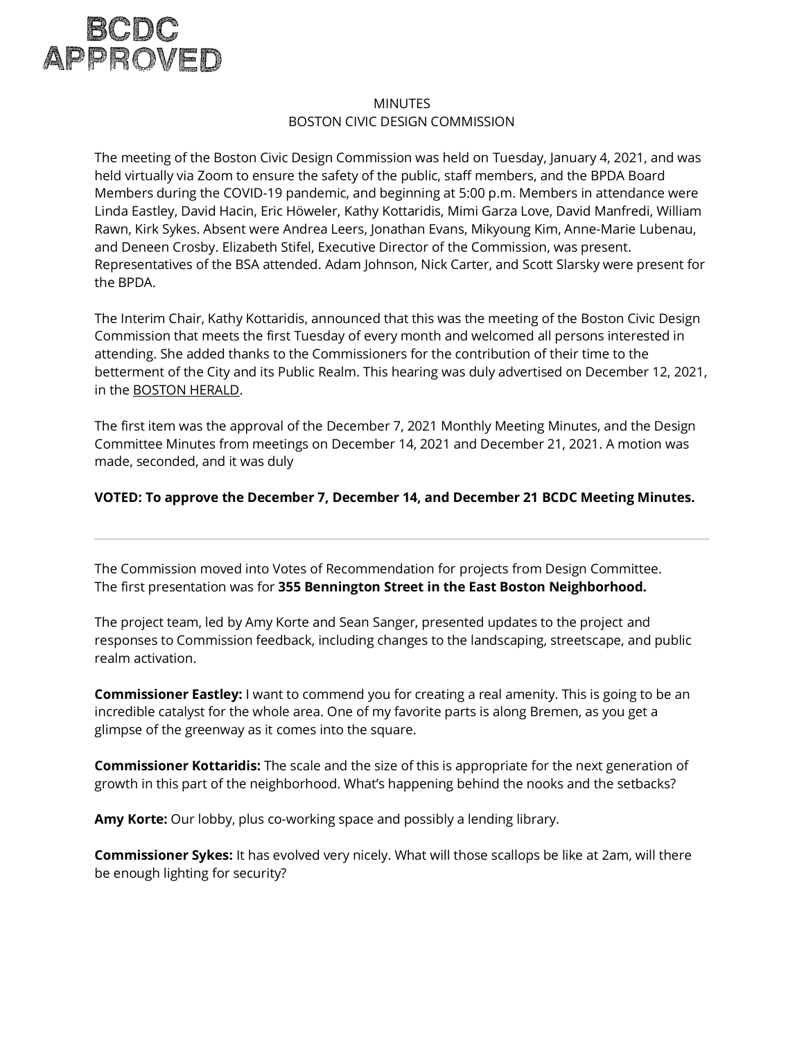BCDC APPROVED

MINUTES
BOSTON CIVIC DESIGN COMMISSION

The meeting of the Boston Civic Design Commission was held on Tuesday, January 4, 2021, and was held virtually via Zoom to ensure the safety of the public, staff members, and the BPDA Board Members during the COVID-19 pandemic, and beginning at 5:00 p.m. Members in attendance were Linda Eastley, David Hacin, Eric Höweler, Kathy Kottaridis, Mimi Garza Love, David Manfredi, William Rawn, Kirk Sykes. Absent were Andrea Leers, Jonathan Evans, Mikyoung Kim, Anne-Marie Lubenau, and Deneen Crosby. Elizabeth Stifel, Executive Director of the Commission, was present. Representatives of the BSA attended. Adam Johnson, Nick Carter, and Scott Slarsky were present for the BPDA.

The Interim Chair, Kathy Kottaridis, announced that this was the meeting of the Boston Civic Design Commission that meets the first Tuesday of every month and welcomed all persons interested in attending. She added thanks to the Commissioners for the contribution of their time to the betterment of the City and its Public Realm. This hearing was duly advertised on December 12, 2021, in the BOSTON HERALD.

The first item was the approval of the December 7, 2021 Monthly Meeting Minutes, and the Design Committee Minutes from meetings on December 14, 2021 and December 21, 2021. A motion was made, seconded, and it was duly

**VOTED: To approve the December 7, December 14, and December 21 BCDC Meeting Minutes.**

---

The Commission moved into Votes of Recommendation for projects from Design Committee. The first presentation was for **355 Bennington Street in the East Boston Neighborhood.**

The project team, led by Amy Korte and Sean Sanger, presented updates to the project and responses to Commission feedback, including changes to the landscaping, streetscape, and public realm activation.

**Commissioner Eastley:** I want to commend you for creating a real amenity. This is going to be an incredible catalyst for the whole area. One of my favorite parts is along Bremen, as you get a glimpse of the greenway as it comes into the square.

**Commissioner Kottaridis:** The scale and the size of this is appropriate for the next generation of growth in this part of the neighborhood. What's happening behind the nooks and the setbacks?

**Amy Korte:** Our lobby, plus co-working space and possibly a lending library.

**Commissioner Sykes:** It has evolved very nicely. What will those scallops be like at 2am, will there be enough lighting for security?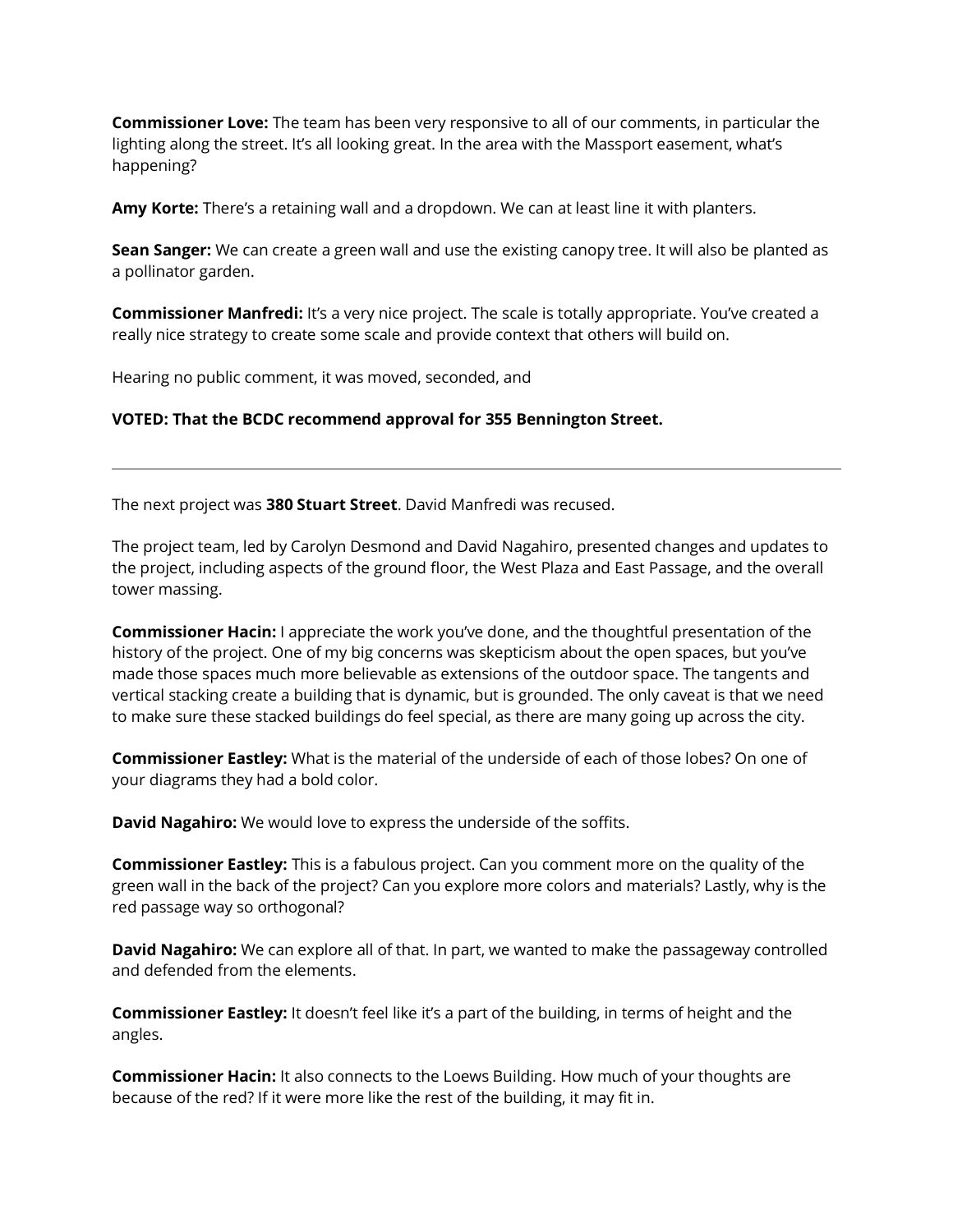**Commissioner Love:** The team has been very responsive to all of our comments, in particular the lighting along the street. It's all looking great. In the area with the Massport easement, what's happening?

**Amy Korte:** There's a retaining wall and a dropdown. We can at least line it with planters.

**Sean Sanger:** We can create a green wall and use the existing canopy tree. It will also be planted as a pollinator garden.

**Commissioner Manfredi:** It's a very nice project. The scale is totally appropriate. You've created a really nice strategy to create some scale and provide context that others will build on.

Hearing no public comment, it was moved, seconded, and

**VOTED: That the BCDC recommend approval for 355 Bennington Street.**

---

The next project was **380 Stuart Street**. David Manfredi was recused.

The project team, led by Carolyn Desmond and David Nagahiro, presented changes and updates to the project, including aspects of the ground floor, the West Plaza and East Passage, and the overall tower massing.

**Commissioner Hacin:** I appreciate the work you've done, and the thoughtful presentation of the history of the project. One of my big concerns was skepticism about the open spaces, but you've made those spaces much more believable as extensions of the outdoor space. The tangents and vertical stacking create a building that is dynamic, but is grounded. The only caveat is that we need to make sure these stacked buildings do feel special, as there are many going up across the city.

**Commissioner Eastley:** What is the material of the underside of each of those lobes? On one of your diagrams they had a bold color.

**David Nagahiro:** We would love to express the underside of the soffits.

**Commissioner Eastley:** This is a fabulous project. Can you comment more on the quality of the green wall in the back of the project? Can you explore more colors and materials? Lastly, why is the red passage way so orthogonal?

**David Nagahiro:** We can explore all of that. In part, we wanted to make the passageway controlled and defended from the elements.

**Commissioner Eastley:** It doesn't feel like it's a part of the building, in terms of height and the angles.

**Commissioner Hacin:** It also connects to the Loews Building. How much of your thoughts are because of the red? If it were more like the rest of the building, it may fit in.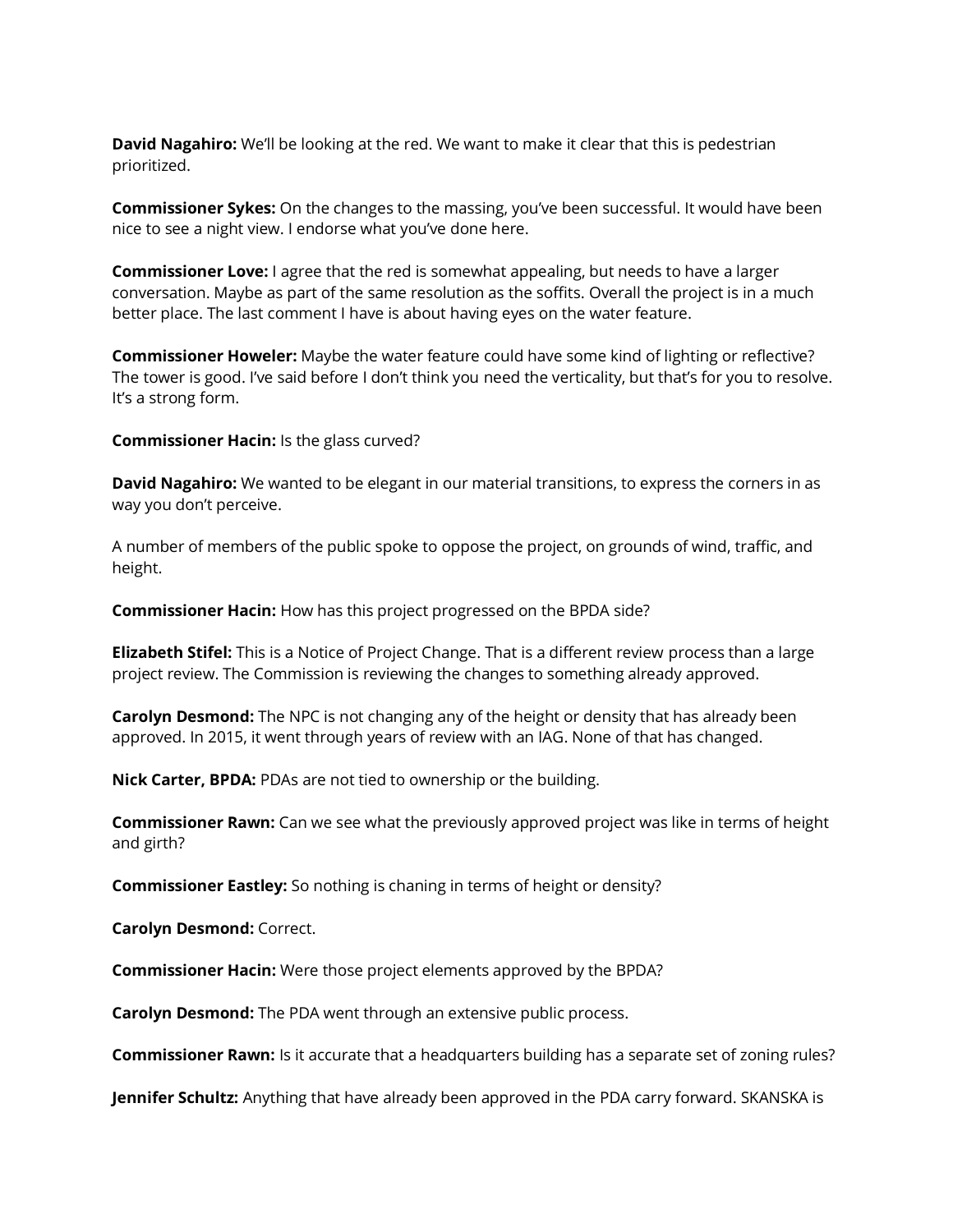**David Nagahiro:** We'll be looking at the red. We want to make it clear that this is pedestrian prioritized.

**Commissioner Sykes:** On the changes to the massing, you've been successful. It would have been nice to see a night view. I endorse what you've done here.

**Commissioner Love:** I agree that the red is somewhat appealing, but needs to have a larger conversation. Maybe as part of the same resolution as the soffits. Overall the project is in a much better place. The last comment I have is about having eyes on the water feature.

**Commissioner Howeler:** Maybe the water feature could have some kind of lighting or reflective? The tower is good. I've said before I don't think you need the verticality, but that's for you to resolve. It's a strong form.

**Commissioner Hacin:** Is the glass curved?

**David Nagahiro:** We wanted to be elegant in our material transitions, to express the corners in as way you don't perceive.

A number of members of the public spoke to oppose the project, on grounds of wind, traffic, and height.

**Commissioner Hacin:** How has this project progressed on the BPDA side?

**Elizabeth Stifel:** This is a Notice of Project Change. That is a different review process than a large project review. The Commission is reviewing the changes to something already approved.

**Carolyn Desmond:** The NPC is not changing any of the height or density that has already been approved. In 2015, it went through years of review with an IAG. None of that has changed.

**Nick Carter, BPDA:** PDAs are not tied to ownership or the building.

**Commissioner Rawn:** Can we see what the previously approved project was like in terms of height and girth?

**Commissioner Eastley:** So nothing is chaning in terms of height or density?

**Carolyn Desmond:** Correct.

**Commissioner Hacin:** Were those project elements approved by the BPDA?

**Carolyn Desmond:** The PDA went through an extensive public process.

**Commissioner Rawn:** Is it accurate that a headquarters building has a separate set of zoning rules?

**Jennifer Schultz:** Anything that have already been approved in the PDA carry forward. SKANSKA is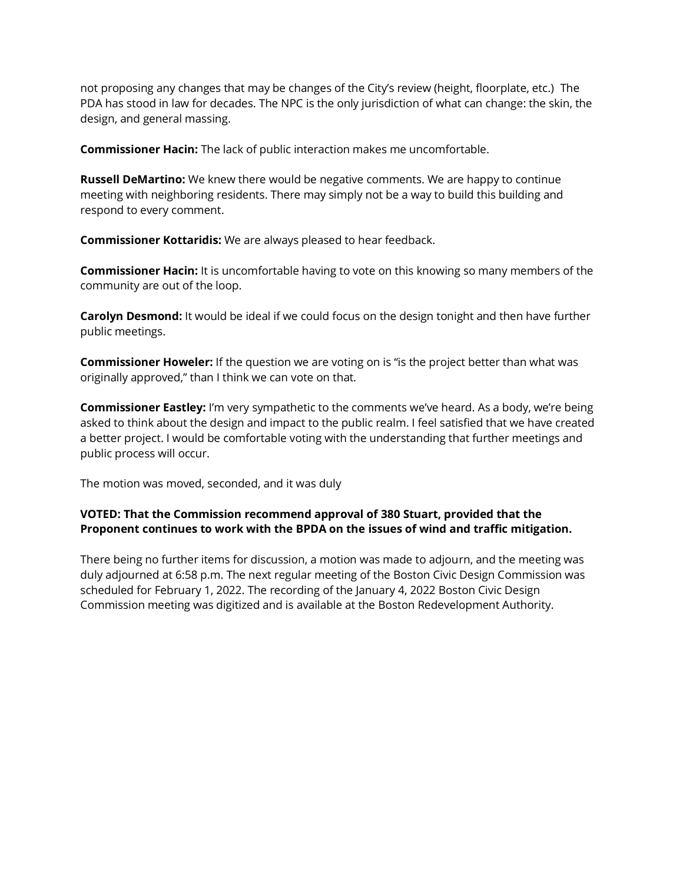not proposing any changes that may be changes of the City's review (height, floorplate, etc.) The PDA has stood in law for decades. The NPC is the only jurisdiction of what can change: the skin, the design, and general massing.

**Commissioner Hacin:** The lack of public interaction makes me uncomfortable.

**Russell DeMartino:** We knew there would be negative comments. We are happy to continue meeting with neighboring residents. There may simply not be a way to build this building and respond to every comment.

**Commissioner Kottaridis:** We are always pleased to hear feedback.

**Commissioner Hacin:** It is uncomfortable having to vote on this knowing so many members of the community are out of the loop.

**Carolyn Desmond:** It would be ideal if we could focus on the design tonight and then have further public meetings.

**Commissioner Howeler:** If the question we are voting on is "is the project better than what was originally approved," than I think we can vote on that.

**Commissioner Eastley:** I'm very sympathetic to the comments we've heard. As a body, we're being asked to think about the design and impact to the public realm. I feel satisfied that we have created a better project. I would be comfortable voting with the understanding that further meetings and public process will occur.

The motion was moved, seconded, and it was duly

**VOTED: That the Commission recommend approval of 380 Stuart, provided that the Proponent continues to work with the BPDA on the issues of wind and traffic mitigation.**

There being no further items for discussion, a motion was made to adjourn, and the meeting was duly adjourned at 6:58 p.m. The next regular meeting of the Boston Civic Design Commission was scheduled for February 1, 2022. The recording of the January 4, 2022 Boston Civic Design Commission meeting was digitized and is available at the Boston Redevelopment Authority.